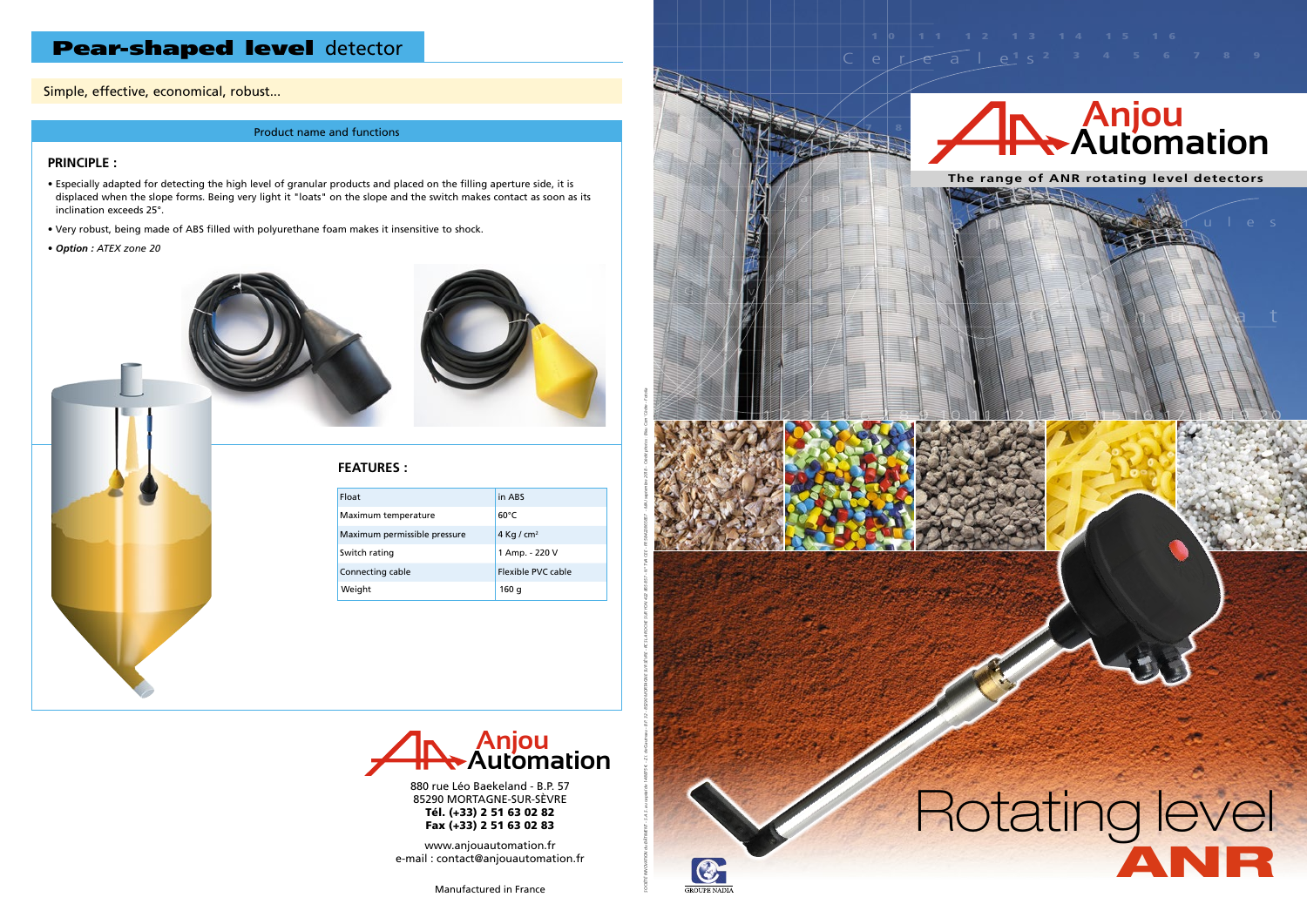# Pear-shaped level detector

Simple, effective, economical, robust...

## Product name and functions

**PRINCIPLE :**

- Especially adapted for detecting the high level of granular products and placed on the filling aperture side, it is displaced when the slope forms. Being very light it "loats" on the slope and the switch makes contact as soon as its inclination exceeds 25°.
- Very robust, being made of ABS filled with polyurethane foam makes it insensitive to shock.
- ***Option :*** *ATEX zone 20*

**FEATURES :**

| Float | in ABS |
|---|---|
| Maximum temperature | 60°C |
| Maximum permissible pressure | 4 Kg / cm² |
| Switch rating | 1 Amp. - 220 V |
| Connecting cable | Flexible PVC cable |
| Weight | 160 g |

**Anjou Automation**

880 rue Léo Baekeland - B.P. 57
85290 MORTAGNE-SUR-SÈVRE
**Tél. (+33) 2 51 63 02 82**
**Fax (+33) 2 51 63 02 83**

www.anjouautomation.fr
e-mail : contact@anjouautomation.fr

Manufactured in France

**Anjou Automation**

**The range of ANR rotating level detectors**

# Rotating level ANR

GROUPE NADIA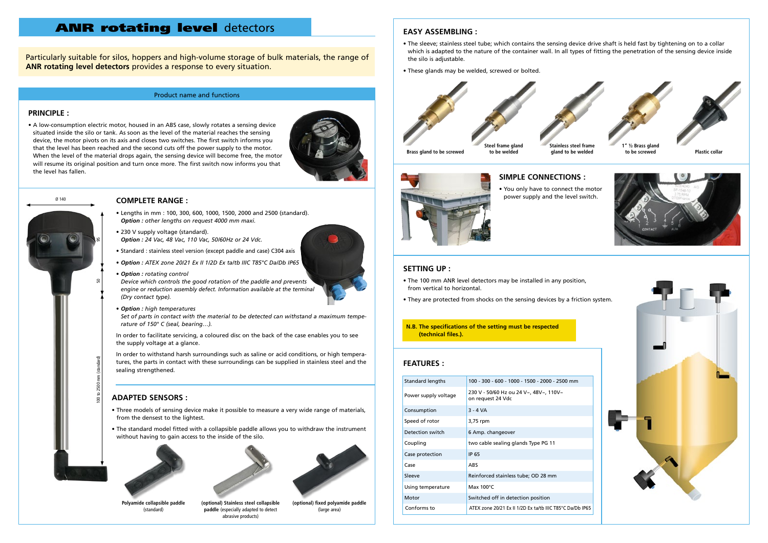# ANR rotating level detectors

Particularly suitable for silos, hoppers and high-volume storage of bulk materials, the range of **ANR rotating level detectors** provides a response to every situation.

Product name and functions

## PRINCIPLE :

- A low-consumption electric motor, housed in an ABS case, slowly rotates a sensing device situated inside the silo or tank. As soon as the level of the material reaches the sensing device, the motor pivots on its axis and closes two switches. The first switch informs you that the level has been reached and the second cuts off the power supply to the motor. When the level of the material drops again, the sensing device will become free, the motor will resume its original position and turn once more. The first switch now informs you that the level has fallen.

Ø 140

95

50

100 to 2500 mm (standard)

## COMPLETE RANGE :

- Lengths in mm : 100, 300, 600, 1000, 1500, 2000 and 2500 (standard). ***Option :*** *other lengths on request 4000 mm maxi.*
- 230 V supply voltage (standard). ***Option :*** *24 Vac, 48 Vac, 110 Vac, 50/60Hz or 24 Vdc.*
- Standard : stainless steel version (except paddle and case) C304 axis
- ***Option :*** *ATEX zone 20/21 Ex II 1/2D Ex ta/tb IIIC T85°C Da/Db IP65*
- ***Option :*** *rotating control* *Device which controls the good rotation of the paddle and prevents engine or reduction assembly defect. Information available at the terminal (Dry contact type).*
- ***Option :*** *high temperatures* *Set of parts in contact with the material to be detected can withstand a maximum temperature of 150° C (seal, bearing…).*

In order to facilitate servicing, a coloured disc on the back of the case enables you to see the supply voltage at a glance.

In order to withstand harsh surroundings such as saline or acid conditions, or high temperatures, the parts in contact with these surroundings can be supplied in stainless steel and the sealing strengthened.

## ADAPTED SENSORS :

- Three models of sensing device make it possible to measure a very wide range of materials, from the densest to the lightest.
- The standard model fitted with a collapsible paddle allows you to withdraw the instrument without having to gain access to the inside of the silo.

**Polyamide collapsible paddle** (standard)

**(optional) Stainless steel collapsible paddle** (especially adapted to detect abrasive products)

**(optional) fixed polyamide paddle** (large area)

## EASY ASSEMBLING :

- The sleeve; stainless steel tube; which contains the sensing device drive shaft is held fast by tightening on to a collar which is adapted to the nature of the container wall. In all types of fitting the penetration of the sensing device inside the silo is adjustable.
- These glands may be welded, screwed or bolted.

**Brass gland to be screwed**

**Steel frame gland to be welded**

**Stainless steel frame gland to be welded**

**1" ½ Brass gland to be screwed**

**Plastic collar**

## SIMPLE CONNECTIONS :

- You only have to connect the motor power supply and the level switch.

## SETTING UP :

- The 100 mm ANR level detectors may be installed in any position, from vertical to horizontal.
- They are protected from shocks on the sensing devices by a friction system.

**N.B. The specifications of the setting must be respected (technical files.).**

## FEATURES :

| | |
|---|---|
| Standard lengths | 100 - 300 - 600 - 1000 - 1500 - 2000 - 2500 mm |
| Power supply voltage | 230 V - 50/60 Hz ou 24 V~, 48V~, 110V~ on request 24 Vdc |
| Consumption | 3 - 4 VA |
| Speed of rotor | 3,75 rpm |
| Detection switch | 6 Amp. changeover |
| Coupling | two cable sealing glands Type PG 11 |
| Case protection | IP 65 |
| Case | ABS |
| Sleeve | Reinforced stainless tube; OD 28 mm |
| Using temperature | Max 100°C |
| Motor | Switched off in detection position |
| Conforms to | ATEX zone 20/21 Ex II 1/2D Ex ta/tb IIIC T85°C Da/Db IP65 |